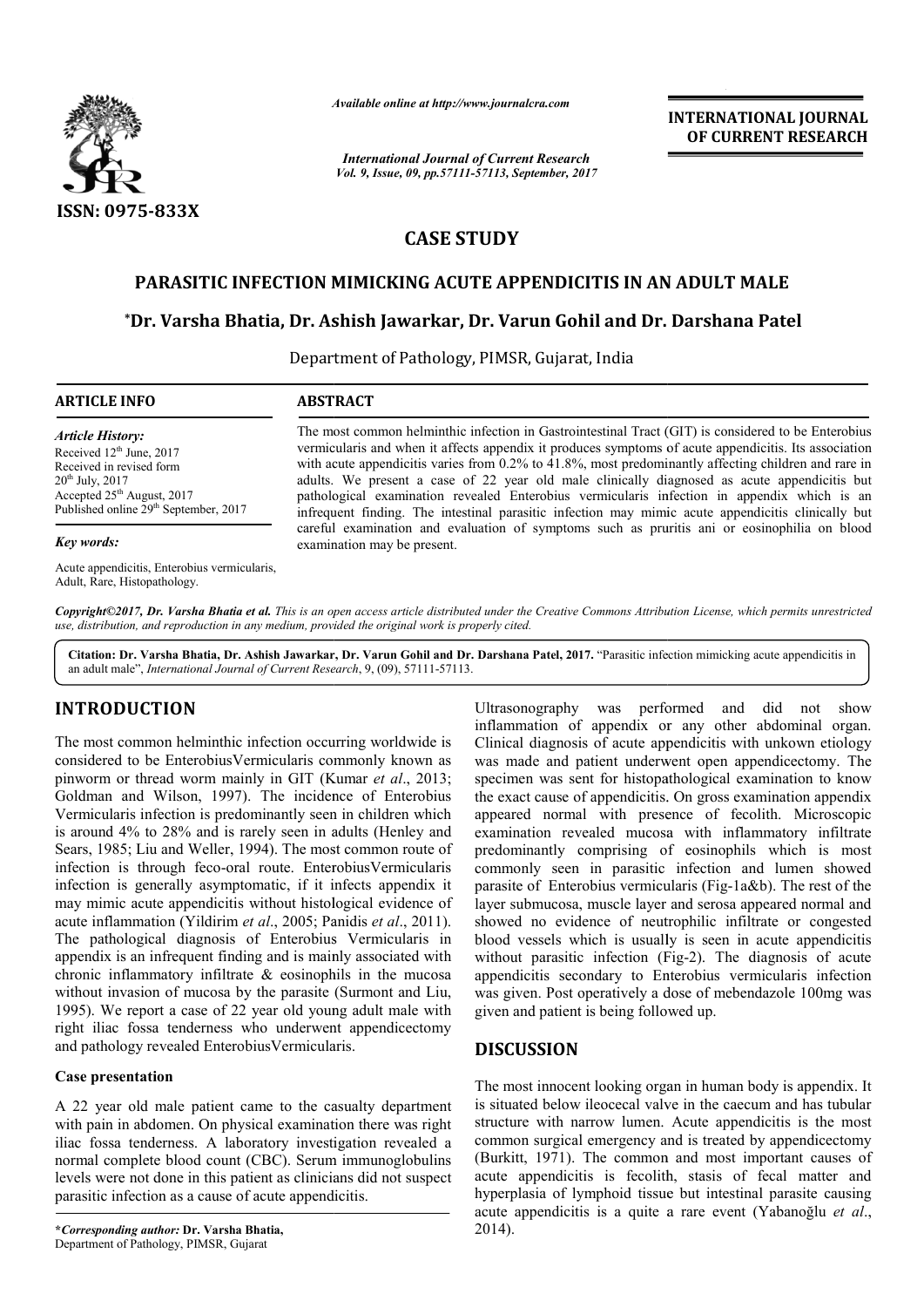# CASE STUDY

## PARASITIC INFECTION MIMICKING ACUTE APPENDICITIS IN AN ADULT MALE

**\*Dr. Varsha Bhatia, Dr. Ashish Jawarkar, Dr. Varun Gohil and Dr. Darshana Patel**

Department of Pathology, PIMSR, Gujarat, India

### ARTICLE INFO

*Article History:*

Received 12th June, 2017
Received in revised form 20th July, 2017
Accepted 25th August, 2017
Published online 29th September, 2017

*Key words:*

Acute appendicitis, Enterobius vermicularis, Adult, Rare, Histopathology.

### ABSTRACT

The most common helminthic infection in Gastrointestinal Tract (GIT) is considered to be Enterobius vermicularis and when it affects appendix it produces symptoms of acute appendicitis. Its association with acute appendicitis varies from 0.2% to 41.8%, most predominantly affecting children and rare in adults. We present a case of 22 year old male clinically diagnosed as acute appendicitis but pathological examination revealed Enterobius vermicularis infection in appendix which is an infrequent finding. The intestinal parasitic infection may mimic acute appendicitis clinically but careful examination and evaluation of symptoms such as pruritis ani or eosinophilia on blood examination may be present.

*Copyright©2017, Dr. Varsha Bhatia et al. This is an open access article distributed under the Creative Commons Attribution License, which permits unrestricted use, distribution, and reproduction in any medium, provided the original work is properly cited.*

**Citation: Dr. Varsha Bhatia, Dr. Ashish Jawarkar, Dr. Varun Gohil and Dr. Darshana Patel, 2017.** "Parasitic infection mimicking acute appendicitis in an adult male", *International Journal of Current Research*, 9, (09), 57111-57113.

## INTRODUCTION

The most common helminthic infection occurring worldwide is considered to be EnterobiusVermicularis commonly known as pinworm or thread worm mainly in GIT (Kumar *et al*., 2013; Goldman and Wilson, 1997). The incidence of Enterobius Vermicularis infection is predominantly seen in children which is around 4% to 28% and is rarely seen in adults (Henley and Sears, 1985; Liu and Weller, 1994). The most common route of infection is through feco-oral route. EnterobiusVermicularis infection is generally asymptomatic, if it infects appendix it may mimic acute appendicitis without histological evidence of acute inflammation (Yildirim *et al*., 2005; Panidis *et al*., 2011). The pathological diagnosis of Enterobius Vermicularis in appendix is an infrequent finding and is mainly associated with chronic inflammatory infiltrate & eosinophils in the mucosa without invasion of mucosa by the parasite (Surmont and Liu, 1995). We report a case of 22 year old young adult male with right iliac fossa tenderness who underwent appendicectomy and pathology revealed EnterobiusVermicularis.

### Case presentation

A 22 year old male patient came to the casualty department with pain in abdomen. On physical examination there was right iliac fossa tenderness. A laboratory investigation revealed a normal complete blood count (CBC). Serum immunoglobulins levels were not done in this patient as clinicians did not suspect parasitic infection as a cause of acute appendicitis.

Ultrasonography was performed and did not show inflammation of appendix or any other abdominal organ. Clinical diagnosis of acute appendicitis with unkown etiology was made and patient underwent open appendicectomy. The specimen was sent for histopathological examination to know the exact cause of appendicitis. On gross examination appendix appeared normal with presence of fecolith. Microscopic examination revealed mucosa with inflammatory infiltrate predominantly comprising of eosinophils which is most commonly seen in parasitic infection and lumen showed parasite of Enterobius vermicularis (Fig-1a&b). The rest of the layer submucosa, muscle layer and serosa appeared normal and showed no evidence of neutrophilic infiltrate or congested blood vessels which is usually is seen in acute appendicitis without parasitic infection (Fig-2). The diagnosis of acute appendicitis secondary to Enterobius vermicularis infection was given. Post operatively a dose of mebendazole 100mg was given and patient is being followed up.

## DISCUSSION

The most innocent looking organ in human body is appendix. It is situated below ileocecal valve in the caecum and has tubular structure with narrow lumen. Acute appendicitis is the most common surgical emergency and is treated by appendicectomy (Burkitt, 1971). The common and most important causes of acute appendicitis is fecolith, stasis of fecal matter and hyperplasia of lymphoid tissue but intestinal parasite causing acute appendicitis is a quite a rare event (Yabanoğlu *et al*., 2014).

**\*Corresponding author: Dr. Varsha Bhatia,**
Department of Pathology, PIMSR, Gujarat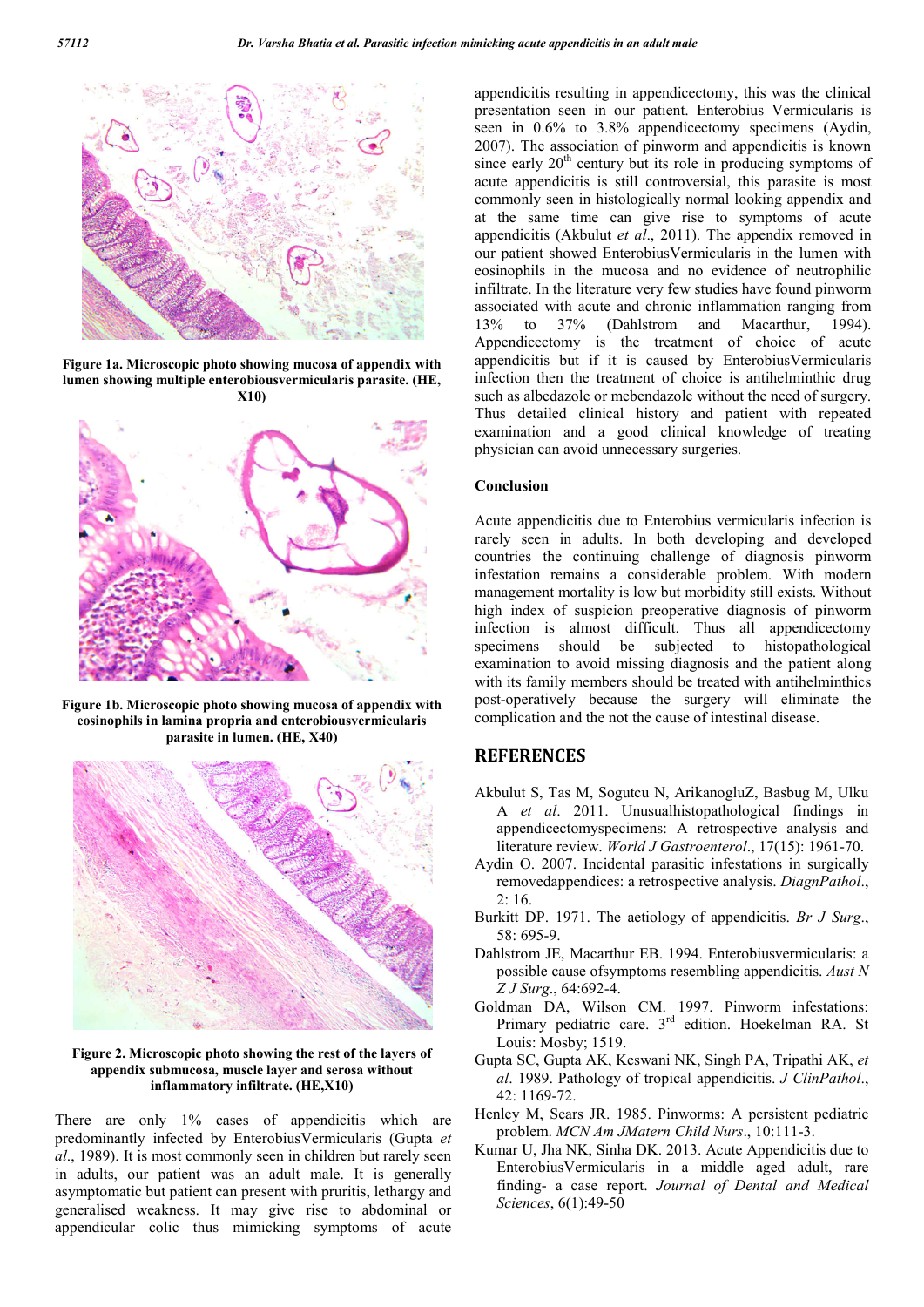**Figure 1a. Microscopic photo showing mucosa of appendix with lumen showing multiple enterobiousvermicularis parasite. (HE, X10)**

**Figure 1b. Microscopic photo showing mucosa of appendix with eosinophils in lamina propria and enterobiousvermicularis parasite in lumen. (HE, X40)**

**Figure 2. Microscopic photo showing the rest of the layers of appendix submucosa, muscle layer and serosa without inflammatory infiltrate. (HE,X10)**

There are only 1% cases of appendicitis which are predominantly infected by EnterobiusVermicularis (Gupta *et al*., 1989). It is most commonly seen in children but rarely seen in adults, our patient was an adult male. It is generally asymptomatic but patient can present with pruritis, lethargy and generalised weakness. It may give rise to abdominal or appendicular colic thus mimicking symptoms of acute appendicitis resulting in appendicectomy, this was the clinical presentation seen in our patient. Enterobius Vermicularis is seen in 0.6% to 3.8% appendicectomy specimens (Aydin, 2007). The association of pinworm and appendicitis is known since early 20[th] century but its role in producing symptoms of acute appendicitis is still controversial, this parasite is most commonly seen in histologically normal looking appendix and at the same time can give rise to symptoms of acute appendicitis (Akbulut *et al*., 2011). The appendix removed in our patient showed EnterobiusVermicularis in the lumen with eosinophils in the mucosa and no evidence of neutrophilic infiltrate. In the literature very few studies have found pinworm associated with acute and chronic inflammation ranging from 13% to 37% (Dahlstrom and Macarthur, 1994). Appendicectomy is the treatment of choice of acute appendicitis but if it is caused by EnterobiusVermicularis infection then the treatment of choice is antihelminthic drug such as albedazole or mebendazole without the need of surgery. Thus detailed clinical history and patient with repeated examination and a good clinical knowledge of treating physician can avoid unnecessary surgeries.

## Conclusion

Acute appendicitis due to Enterobius vermicularis infection is rarely seen in adults. In both developing and developed countries the continuing challenge of diagnosis pinworm infestation remains a considerable problem. With modern management mortality is low but morbidity still exists. Without high index of suspicion preoperative diagnosis of pinworm infection is almost difficult. Thus all appendicectomy specimens should be subjected to histopathological examination to avoid missing diagnosis and the patient along with its family members should be treated with antihelminthics post-operatively because the surgery will eliminate the complication and the not the cause of intestinal disease.

## REFERENCES

Akbulut S, Tas M, Sogutcu N, ArikanogluZ, Basbug M, Ulku A *et al*. 2011. Unusualhistopathological findings in appendicectomyspecimens: A retrospective analysis and literature review. *World J Gastroenterol*., 17(15): 1961-70.

Aydin O. 2007. Incidental parasitic infestations in surgically removedappendices: a retrospective analysis. *DiagnPathol*., 2: 16.

Burkitt DP. 1971. The aetiology of appendicitis. *Br J Surg*., 58: 695-9.

Dahlstrom JE, Macarthur EB. 1994. Enterobiusvermicularis: a possible cause ofsymptoms resembling appendicitis. *Aust N Z J Surg*., 64:692-4.

Goldman DA, Wilson CM. 1997. Pinworm infestations: Primary pediatric care. 3[rd] edition. Hoekelman RA. St Louis: Mosby; 1519.

Gupta SC, Gupta AK, Keswani NK, Singh PA, Tripathi AK, *et al*. 1989. Pathology of tropical appendicitis. *J ClinPathol*., 42: 1169-72.

Henley M, Sears JR. 1985. Pinworms: A persistent pediatric problem. *MCN Am JMatern Child Nurs*., 10:111-3.

Kumar U, Jha NK, Sinha DK. 2013. Acute Appendicitis due to EnterobiusVermicularis in a middle aged adult, rare finding- a case report. *Journal of Dental and Medical Sciences*, 6(1):49-50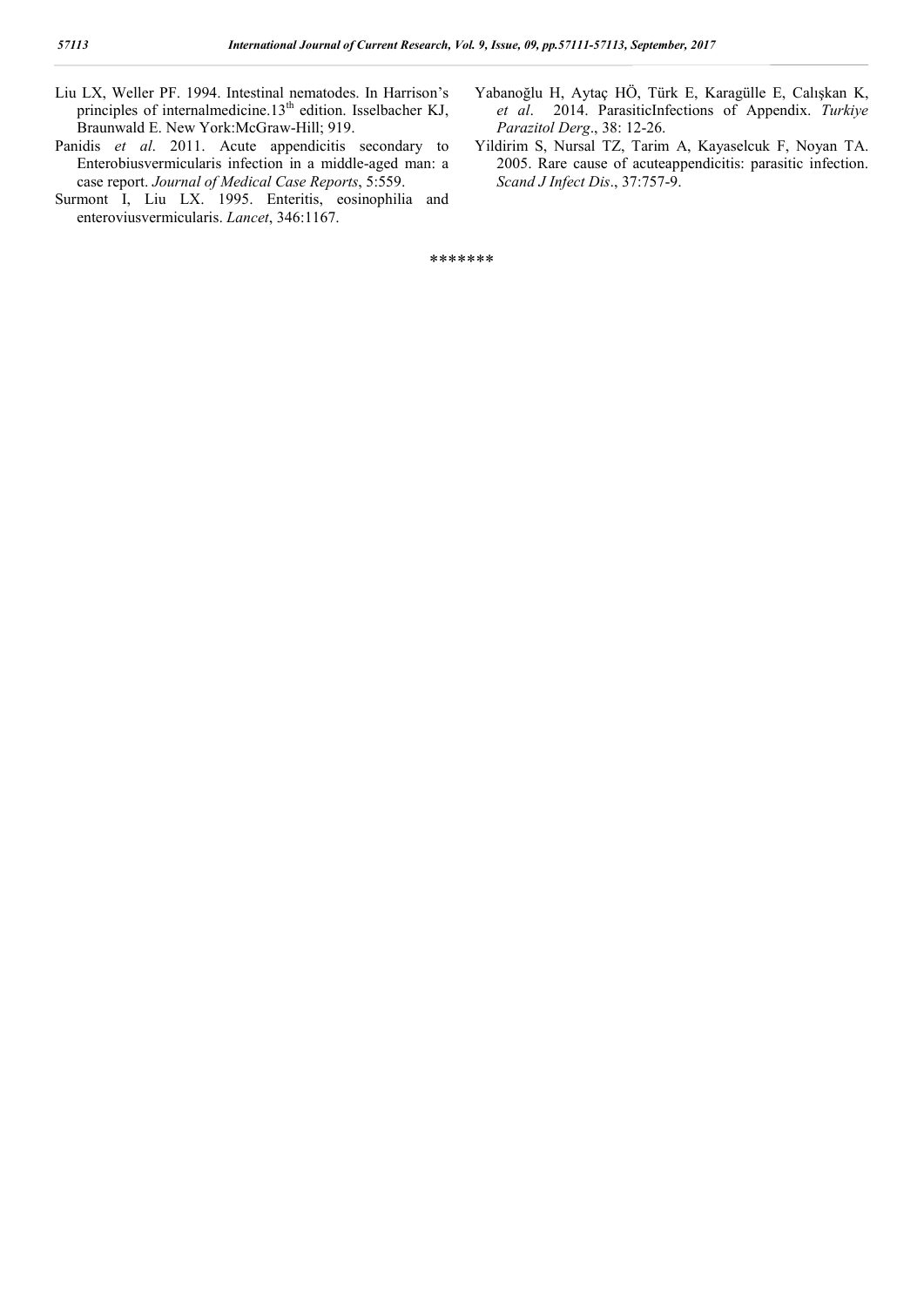Liu LX, Weller PF. 1994. Intestinal nematodes. In Harrison's principles of internalmedicine.13th edition. Isselbacher KJ, Braunwald E. New York:McGraw-Hill; 919.

Panidis *et al*. 2011. Acute appendicitis secondary to Enterobiusvermicularis infection in a middle-aged man: a case report. *Journal of Medical Case Reports*, 5:559.

Surmont I, Liu LX. 1995. Enteritis, eosinophilia and enteroviusvermicularis. *Lancet*, 346:1167.

Yabanoğlu H, Aytaç HÖ, Türk E, Karagülle E, Calışkan K, *et al*. 2014. ParasiticInfections of Appendix. *Turkiye Parazitol Derg*., 38: 12-26.

Yildirim S, Nursal TZ, Tarim A, Kayaselcuk F, Noyan TA. 2005. Rare cause of acuteappendicitis: parasitic infection. *Scand J Infect Dis*., 37:757-9.

*******